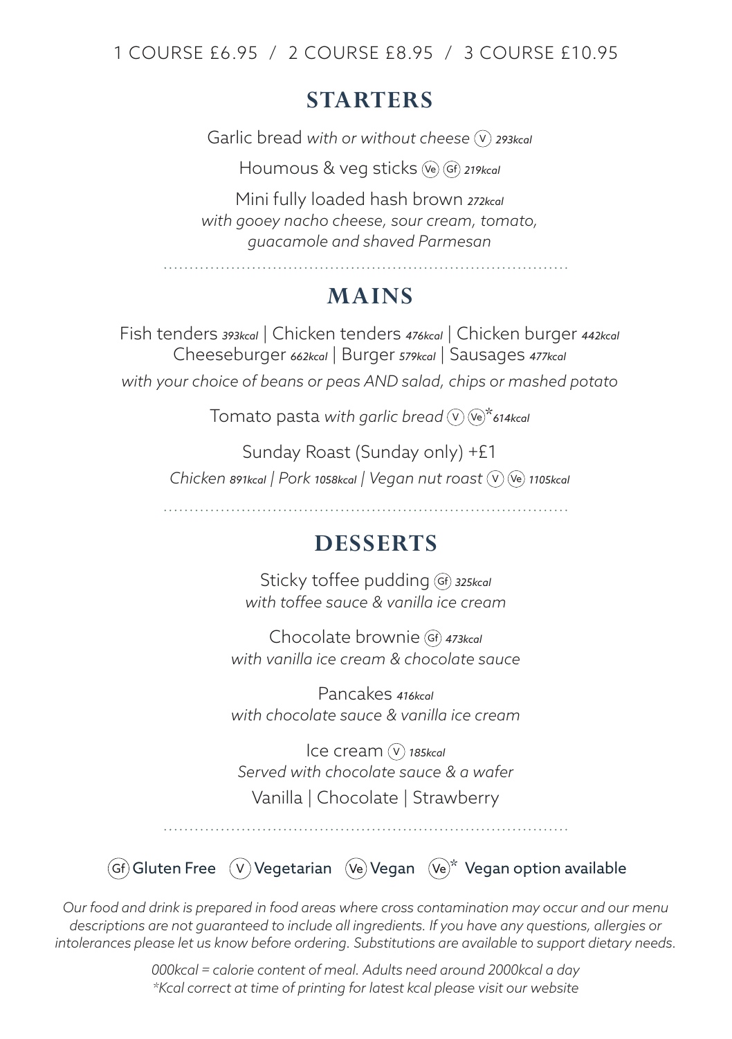1 COURSE £6.95 / 2 COURSE £8.95 / 3 COURSE £10.95

## STARTERS

Garlic bread *with or without cheese* (V) *293kcal*

Houmous & veg sticks (Ve) (Gf) *219kcal*

Mini fully loaded hash brown *272kcal*
*with gooey nacho cheese, sour cream, tomato, guacamole and shaved Parmesan*

## MAINS

Fish tenders *393kcal* | Chicken tenders *476kcal* | Chicken burger *442kcal*
Cheeseburger *662kcal* | Burger *579kcal* | Sausages *477kcal*

*with your choice of beans or peas AND salad, chips or mashed potato*

Tomato pasta *with garlic bread* (V) (Ve)* *614kcal*

Sunday Roast (Sunday only) +£1

*Chicken 891kcal | Pork 1058kcal | Vegan nut roast* (V) (Ve) *1105kcal*

## DESSERTS

Sticky toffee pudding (Gf) *325kcal*
*with toffee sauce & vanilla ice cream*

Chocolate brownie (Gf) *473kcal*
*with vanilla ice cream & chocolate sauce*

Pancakes *416kcal*
*with chocolate sauce & vanilla ice cream*

Ice cream (V) *185kcal*
*Served with chocolate sauce & a wafer*
Vanilla | Chocolate | Strawberry

(Gf) Gluten Free (V) Vegetarian (Ve) Vegan (Ve)* Vegan option available

*Our food and drink is prepared in food areas where cross contamination may occur and our menu descriptions are not guaranteed to include all ingredients. If you have any questions, allergies or intolerances please let us know before ordering. Substitutions are available to support dietary needs.*

*000kcal = calorie content of meal. Adults need around 2000kcal a day*
*\*Kcal correct at time of printing for latest kcal please visit our website*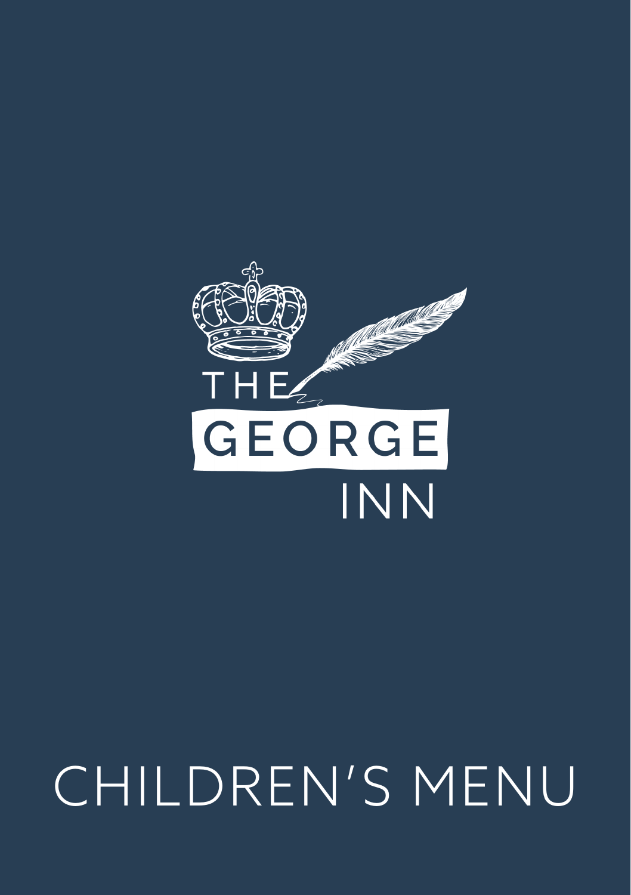THE GEORGE INN

# CHILDREN'S MENU